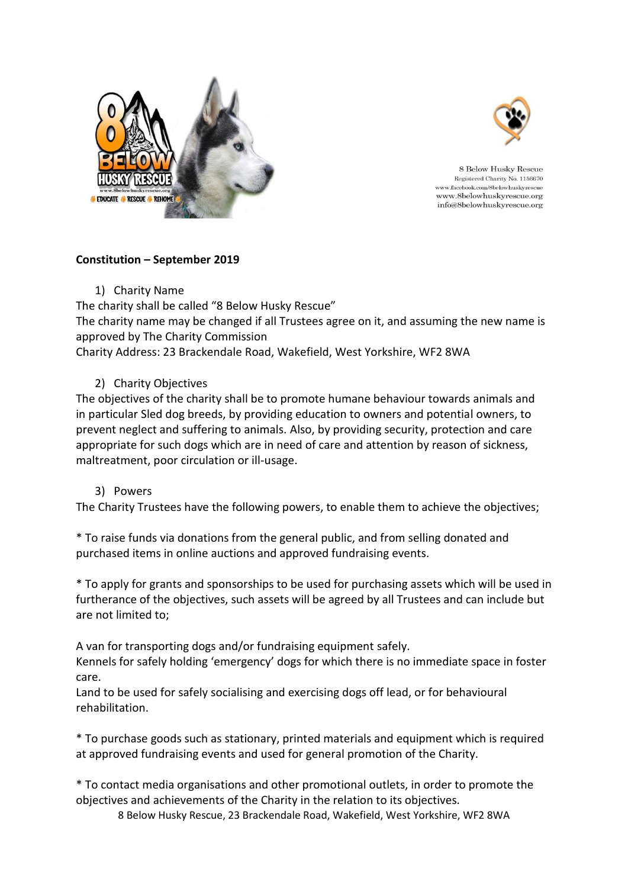8 Below Husky Rescue
Registered Charity No. 1156670
www.facebook.com/8belowhuskyrescue
www.8belowhuskyrescue.org
info@8belowhuskyrescue.org

**Constitution – September 2019**

1) Charity Name

The charity shall be called "8 Below Husky Rescue"
The charity name may be changed if all Trustees agree on it, and assuming the new name is approved by The Charity Commission
Charity Address: 23 Brackendale Road, Wakefield, West Yorkshire, WF2 8WA

2) Charity Objectives

The objectives of the charity shall be to promote humane behaviour towards animals and in particular Sled dog breeds, by providing education to owners and potential owners, to prevent neglect and suffering to animals. Also, by providing security, protection and care appropriate for such dogs which are in need of care and attention by reason of sickness, maltreatment, poor circulation or ill-usage.

3) Powers

The Charity Trustees have the following powers, to enable them to achieve the objectives;

* To raise funds via donations from the general public, and from selling donated and purchased items in online auctions and approved fundraising events.

* To apply for grants and sponsorships to be used for purchasing assets which will be used in furtherance of the objectives, such assets will be agreed by all Trustees and can include but are not limited to;

A van for transporting dogs and/or fundraising equipment safely.
Kennels for safely holding 'emergency' dogs for which there is no immediate space in foster care.
Land to be used for safely socialising and exercising dogs off lead, or for behavioural rehabilitation.

* To purchase goods such as stationary, printed materials and equipment which is required at approved fundraising events and used for general promotion of the Charity.

* To contact media organisations and other promotional outlets, in order to promote the objectives and achievements of the Charity in the relation to its objectives.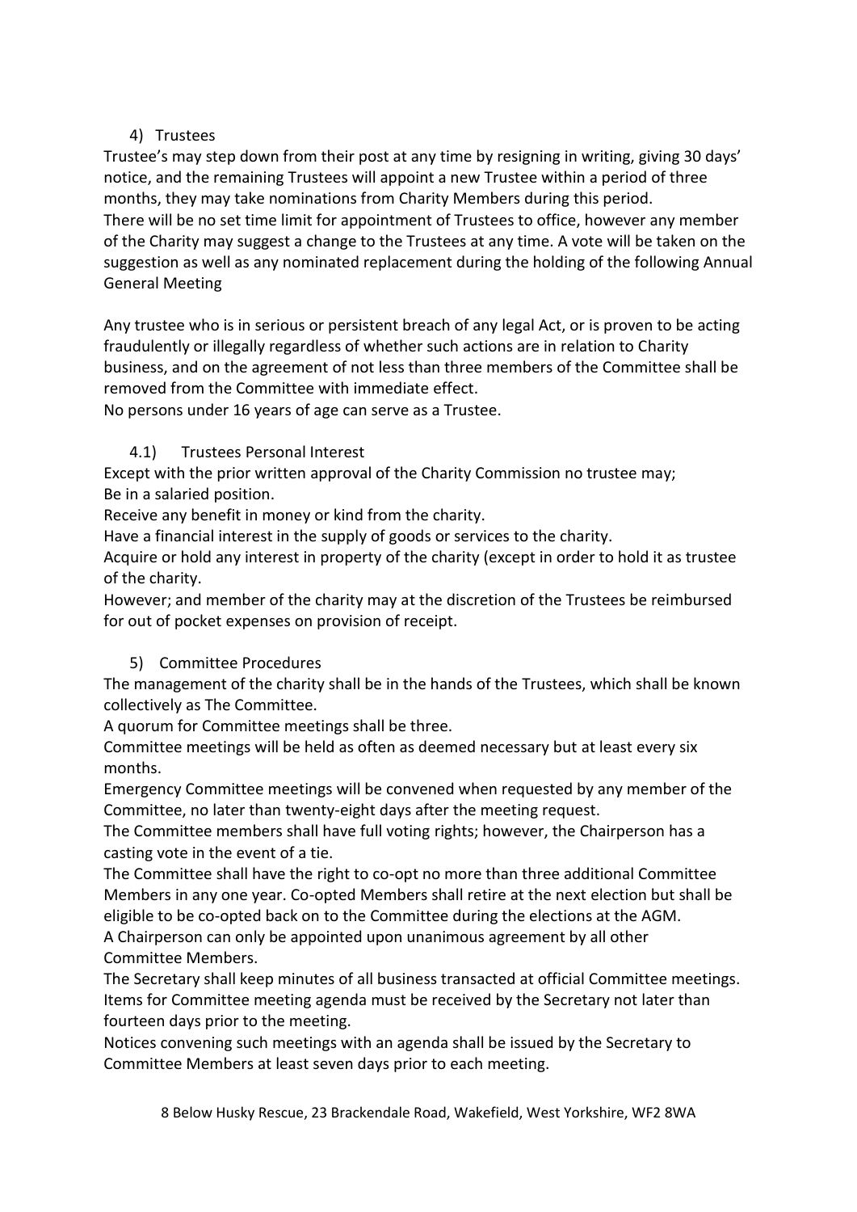## 4) Trustees

Trustee's may step down from their post at any time by resigning in writing, giving 30 days' notice, and the remaining Trustees will appoint a new Trustee within a period of three months, they may take nominations from Charity Members during this period.
There will be no set time limit for appointment of Trustees to office, however any member of the Charity may suggest a change to the Trustees at any time. A vote will be taken on the suggestion as well as any nominated replacement during the holding of the following Annual General Meeting

Any trustee who is in serious or persistent breach of any legal Act, or is proven to be acting fraudulently or illegally regardless of whether such actions are in relation to Charity business, and on the agreement of not less than three members of the Committee shall be removed from the Committee with immediate effect.
No persons under 16 years of age can serve as a Trustee.

### 4.1) Trustees Personal Interest

Except with the prior written approval of the Charity Commission no trustee may;
Be in a salaried position.
Receive any benefit in money or kind from the charity.
Have a financial interest in the supply of goods or services to the charity.
Acquire or hold any interest in property of the charity (except in order to hold it as trustee of the charity.
However; and member of the charity may at the discretion of the Trustees be reimbursed for out of pocket expenses on provision of receipt.

## 5) Committee Procedures

The management of the charity shall be in the hands of the Trustees, which shall be known collectively as The Committee.
A quorum for Committee meetings shall be three.
Committee meetings will be held as often as deemed necessary but at least every six months.
Emergency Committee meetings will be convened when requested by any member of the Committee, no later than twenty-eight days after the meeting request.
The Committee members shall have full voting rights; however, the Chairperson has a casting vote in the event of a tie.
The Committee shall have the right to co-opt no more than three additional Committee Members in any one year. Co-opted Members shall retire at the next election but shall be eligible to be co-opted back on to the Committee during the elections at the AGM.
A Chairperson can only be appointed upon unanimous agreement by all other Committee Members.
The Secretary shall keep minutes of all business transacted at official Committee meetings.
Items for Committee meeting agenda must be received by the Secretary not later than fourteen days prior to the meeting.
Notices convening such meetings with an agenda shall be issued by the Secretary to Committee Members at least seven days prior to each meeting.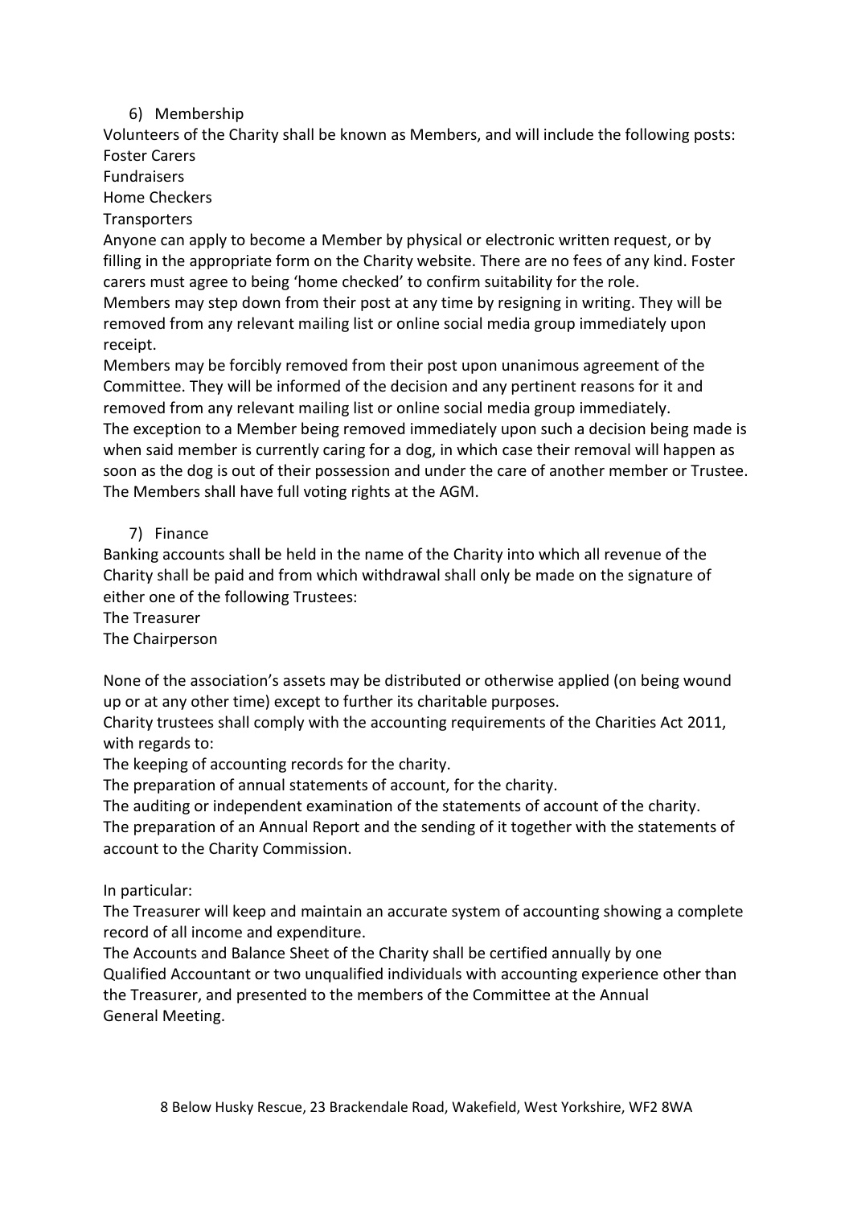6) Membership

Volunteers of the Charity shall be known as Members, and will include the following posts:
Foster Carers
Fundraisers
Home Checkers
Transporters

Anyone can apply to become a Member by physical or electronic written request, or by filling in the appropriate form on the Charity website. There are no fees of any kind. Foster carers must agree to being 'home checked' to confirm suitability for the role.

Members may step down from their post at any time by resigning in writing. They will be removed from any relevant mailing list or online social media group immediately upon receipt.

Members may be forcibly removed from their post upon unanimous agreement of the Committee. They will be informed of the decision and any pertinent reasons for it and removed from any relevant mailing list or online social media group immediately.

The exception to a Member being removed immediately upon such a decision being made is when said member is currently caring for a dog, in which case their removal will happen as soon as the dog is out of their possession and under the care of another member or Trustee.

The Members shall have full voting rights at the AGM.

7) Finance

Banking accounts shall be held in the name of the Charity into which all revenue of the Charity shall be paid and from which withdrawal shall only be made on the signature of either one of the following Trustees:
The Treasurer
The Chairperson

None of the association's assets may be distributed or otherwise applied (on being wound up or at any other time) except to further its charitable purposes.

Charity trustees shall comply with the accounting requirements of the Charities Act 2011, with regards to:
The keeping of accounting records for the charity.
The preparation of annual statements of account, for the charity.
The auditing or independent examination of the statements of account of the charity.
The preparation of an Annual Report and the sending of it together with the statements of account to the Charity Commission.

In particular:
The Treasurer will keep and maintain an accurate system of accounting showing a complete record of all income and expenditure.
The Accounts and Balance Sheet of the Charity shall be certified annually by one Qualified Accountant or two unqualified individuals with accounting experience other than the Treasurer, and presented to the members of the Committee at the Annual General Meeting.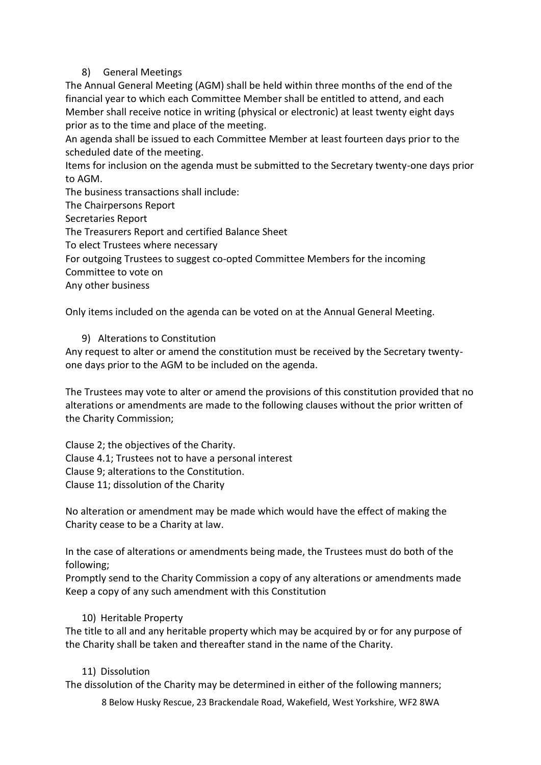8) General Meetings

The Annual General Meeting (AGM) shall be held within three months of the end of the financial year to which each Committee Member shall be entitled to attend, and each Member shall receive notice in writing (physical or electronic) at least twenty eight days prior as to the time and place of the meeting.

An agenda shall be issued to each Committee Member at least fourteen days prior to the scheduled date of the meeting.

Items for inclusion on the agenda must be submitted to the Secretary twenty-one days prior to AGM.

The business transactions shall include:

The Chairpersons Report

Secretaries Report

The Treasurers Report and certified Balance Sheet

To elect Trustees where necessary

For outgoing Trustees to suggest co-opted Committee Members for the incoming Committee to vote on

Any other business

Only items included on the agenda can be voted on at the Annual General Meeting.

9) Alterations to Constitution

Any request to alter or amend the constitution must be received by the Secretary twenty-one days prior to the AGM to be included on the agenda.

The Trustees may vote to alter or amend the provisions of this constitution provided that no alterations or amendments are made to the following clauses without the prior written of the Charity Commission;

Clause 2; the objectives of the Charity.
Clause 4.1; Trustees not to have a personal interest
Clause 9; alterations to the Constitution.
Clause 11; dissolution of the Charity

No alteration or amendment may be made which would have the effect of making the Charity cease to be a Charity at law.

In the case of alterations or amendments being made, the Trustees must do both of the following;

Promptly send to the Charity Commission a copy of any alterations or amendments made
Keep a copy of any such amendment with this Constitution

10) Heritable Property

The title to all and any heritable property which may be acquired by or for any purpose of the Charity shall be taken and thereafter stand in the name of the Charity.

11) Dissolution

The dissolution of the Charity may be determined in either of the following manners;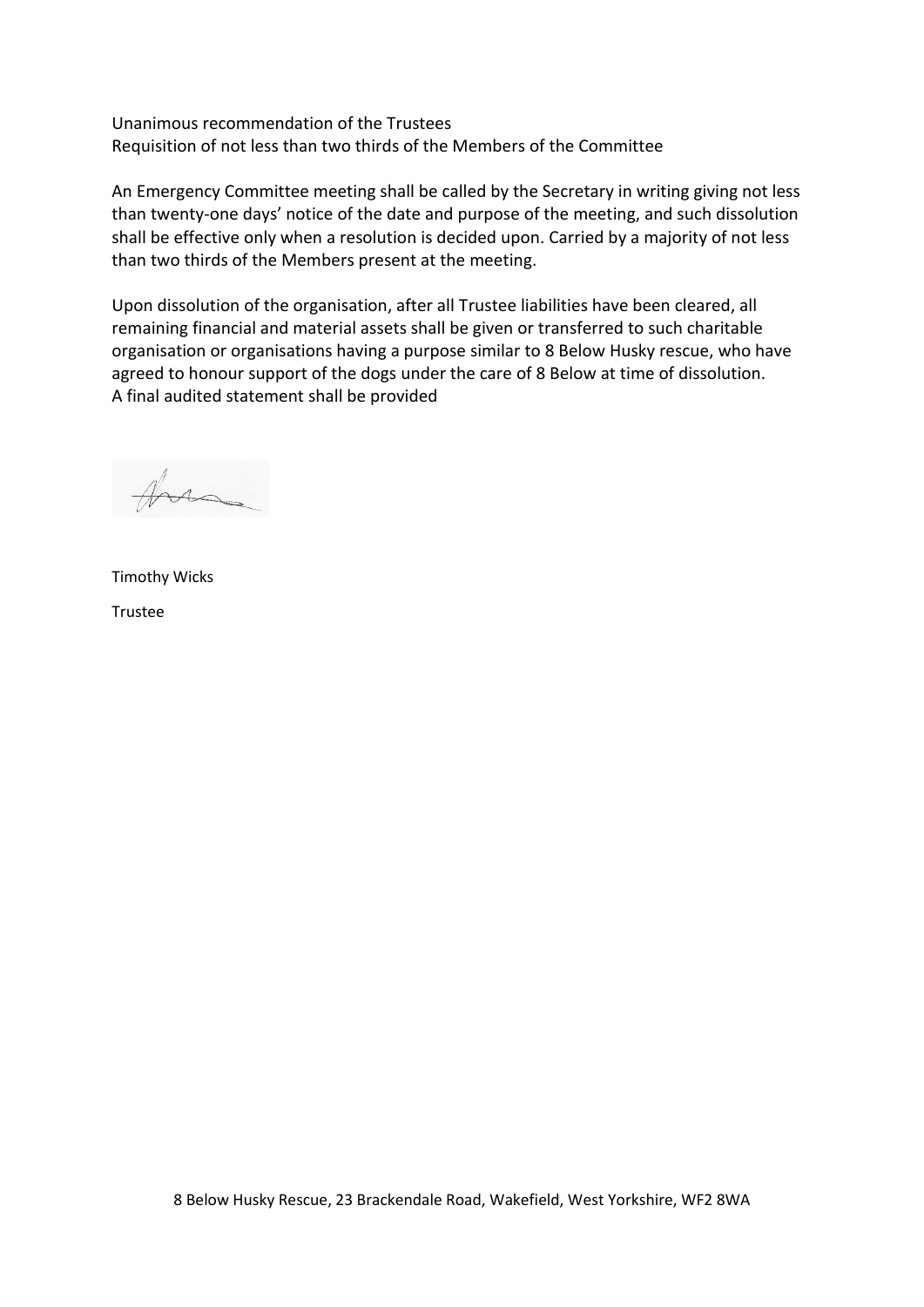Unanimous recommendation of the Trustees
Requisition of not less than two thirds of the Members of the Committee

An Emergency Committee meeting shall be called by the Secretary in writing giving not less than twenty-one days' notice of the date and purpose of the meeting, and such dissolution shall be effective only when a resolution is decided upon. Carried by a majority of not less than two thirds of the Members present at the meeting.

Upon dissolution of the organisation, after all Trustee liabilities have been cleared, all remaining financial and material assets shall be given or transferred to such charitable organisation or organisations having a purpose similar to 8 Below Husky rescue, who have agreed to honour support of the dogs under the care of 8 Below at time of dissolution.
A final audited statement shall be provided

Timothy Wicks

Trustee

8 Below Husky Rescue, 23 Brackendale Road, Wakefield, West Yorkshire, WF2 8WA